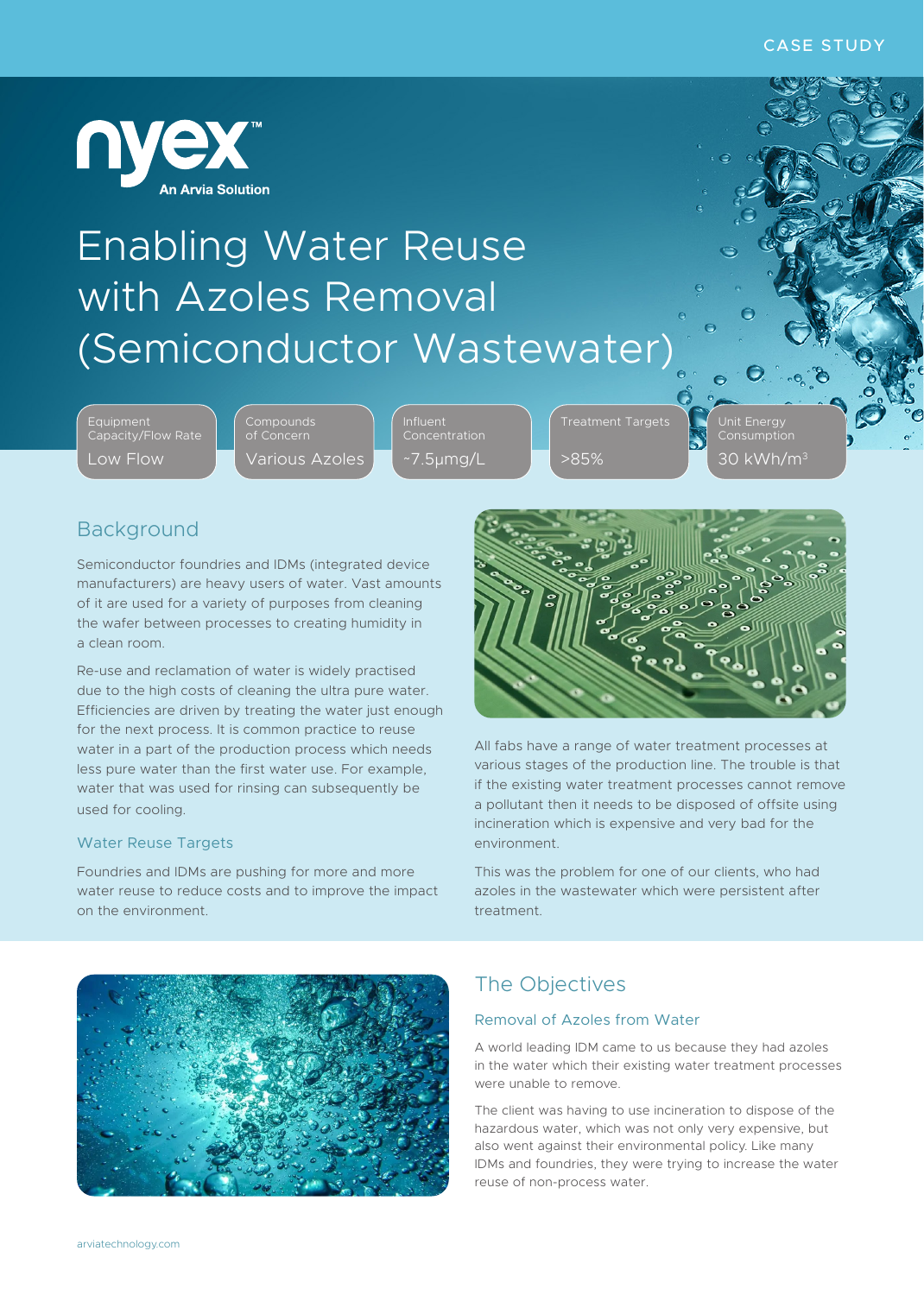CASE STUDY

nyex™
An Arvia Solution

# Enabling Water Reuse with Azoles Removal (Semiconductor Wastewater)

| Equipment Capacity/Flow Rate | Compounds of Concern | Influent Concentration | Treatment Targets | Unit Energy Consumption |
| --- | --- | --- | --- | --- |
| Low Flow | Various Azoles | ~7.5μmg/L | >85% | 30 kWh/m$^3$ |

## Background

Semiconductor foundries and IDMs (integrated device manufacturers) are heavy users of water. Vast amounts of it are used for a variety of purposes from cleaning the wafer between processes to creating humidity in a clean room.

Re-use and reclamation of water is widely practised due to the high costs of cleaning the ultra pure water. Efficiencies are driven by treating the water just enough for the next process. It is common practice to reuse water in a part of the production process which needs less pure water than the first water use. For example, water that was used for rinsing can subsequently be used for cooling.

### Water Reuse Targets

Foundries and IDMs are pushing for more and more water reuse to reduce costs and to improve the impact on the environment.

All fabs have a range of water treatment processes at various stages of the production line. The trouble is that if the existing water treatment processes cannot remove a pollutant then it needs to be disposed of offsite using incineration which is expensive and very bad for the environment.

This was the problem for one of our clients, who had azoles in the wastewater which were persistent after treatment.

## The Objectives

### Removal of Azoles from Water

A world leading IDM came to us because they had azoles in the water which their existing water treatment processes were unable to remove.

The client was having to use incineration to dispose of the hazardous water, which was not only very expensive, but also went against their environmental policy. Like many IDMs and foundries, they were trying to increase the water reuse of non-process water.

arviatechnology.com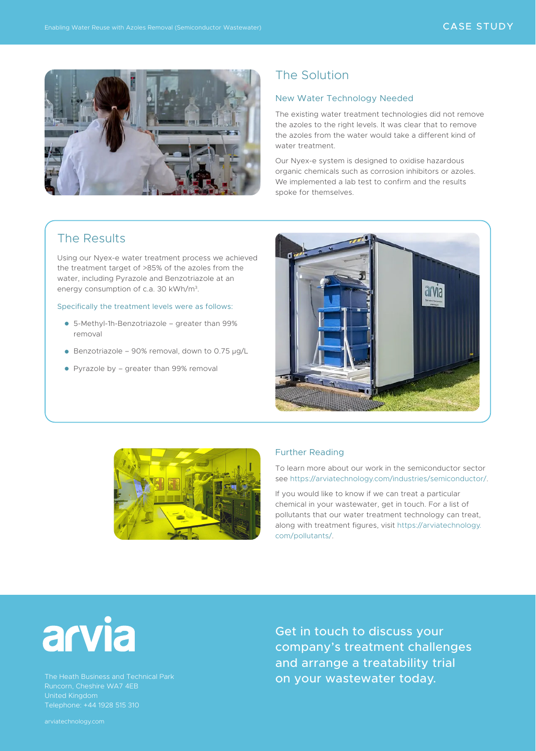## The Solution

### New Water Technology Needed

The existing water treatment technologies did not remove the azoles to the right levels. It was clear that to remove the azoles from the water would take a different kind of water treatment.

Our Nyex-e system is designed to oxidise hazardous organic chemicals such as corrosion inhibitors or azoles. We implemented a lab test to confirm and the results spoke for themselves.

## The Results

Using our Nyex-e water treatment process we achieved the treatment target of >85% of the azoles from the water, including Pyrazole and Benzotriazole at an energy consumption of c.a. 30 kWh/m$^3$.

Specifically the treatment levels were as follows:

- 5-Methyl-1h-Benzotriazole – greater than 99% removal
- Benzotriazole – 90% removal, down to 0.75 µg/L
- Pyrazole by – greater than 99% removal

### Further Reading

To learn more about our work in the semiconductor sector see https://arviatechnology.com/industries/semiconductor/.

If you would like to know if we can treat a particular chemical in your wastewater, get in touch. For a list of pollutants that our water treatment technology can treat, along with treatment figures, visit https://arviatechnology.com/pollutants/.

arvia

The Heath Business and Technical Park
Runcorn, Cheshire WA7 4EB
United Kingdom
Telephone: +44 1928 515 310

arviatechnology.com

Get in touch to discuss your company's treatment challenges and arrange a treatability trial on your wastewater today.